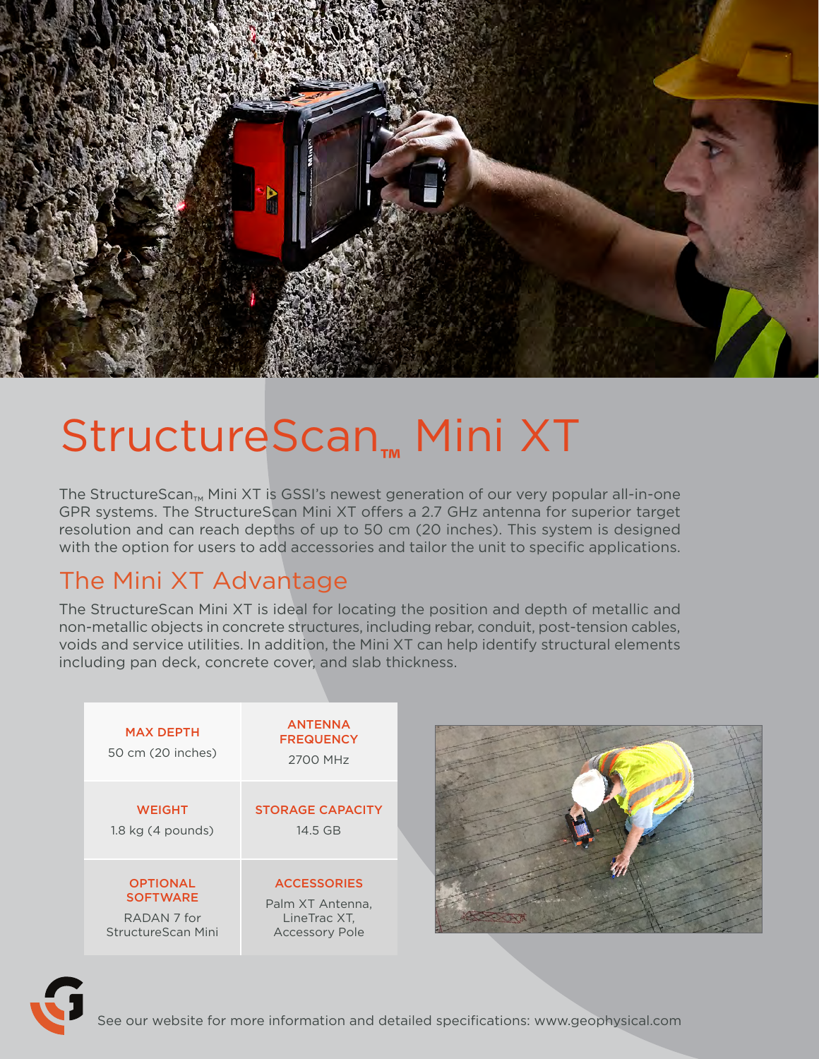# StructureScan™ Mini XT

The StructureScan™ Mini XT is GSSI's newest generation of our very popular all-in-one GPR systems. The StructureScan Mini XT offers a 2.7 GHz antenna for superior target resolution and can reach depths of up to 50 cm (20 inches). This system is designed with the option for users to add accessories and tailor the unit to specific applications.

## The Mini XT Advantage

The StructureScan Mini XT is ideal for locating the position and depth of metallic and non-metallic objects in concrete structures, including rebar, conduit, post-tension cables, voids and service utilities. In addition, the Mini XT can help identify structural elements including pan deck, concrete cover, and slab thickness.

| MAX DEPTH | ANTENNA FREQUENCY |
|---|---|
| 50 cm (20 inches) | 2700 MHz |
| **WEIGHT** | **STORAGE CAPACITY** |
| 1.8 kg (4 pounds) | 14.5 GB |
| **OPTIONAL SOFTWARE** | **ACCESSORIES** |
| RADAN 7 for StructureScan Mini | Palm XT Antenna, LineTrac XT, Accessory Pole |

See our website for more information and detailed specifications: www.geophysical.com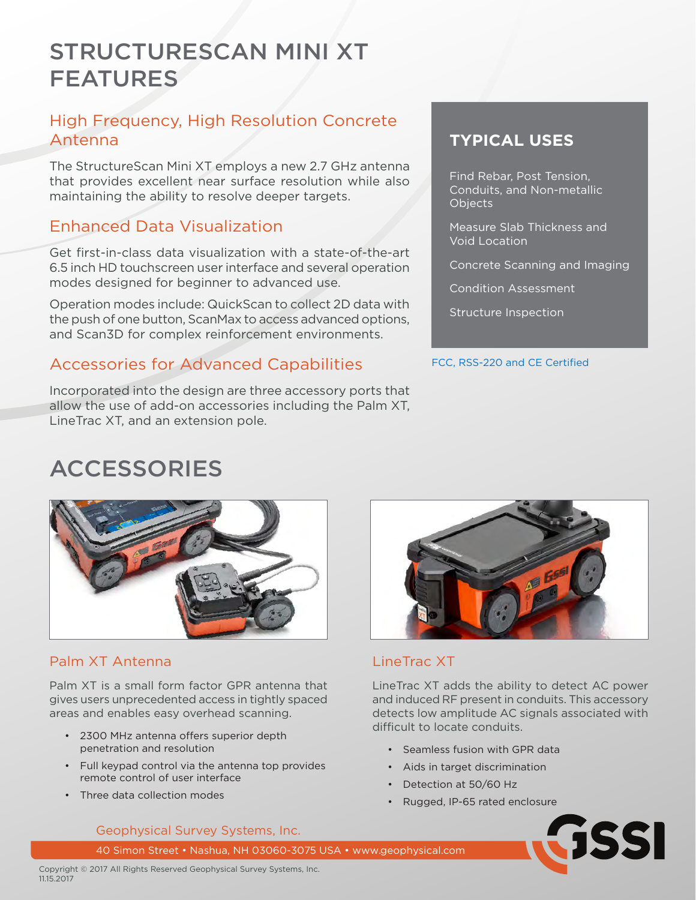# STRUCTURESCAN MINI XT FEATURES

## High Frequency, High Resolution Concrete Antenna

The StructureScan Mini XT employs a new 2.7 GHz antenna that provides excellent near surface resolution while also maintaining the ability to resolve deeper targets.

## Enhanced Data Visualization

Get first-in-class data visualization with a state-of-the-art 6.5 inch HD touchscreen user interface and several operation modes designed for beginner to advanced use.

Operation modes include: QuickScan to collect 2D data with the push of one button, ScanMax to access advanced options, and Scan3D for complex reinforcement environments.

## Accessories for Advanced Capabilities

Incorporated into the design are three accessory ports that allow the use of add-on accessories including the Palm XT, LineTrac XT, and an extension pole.

## TYPICAL USES

Find Rebar, Post Tension, Conduits, and Non-metallic Objects

Measure Slab Thickness and Void Location

Concrete Scanning and Imaging

Condition Assessment

Structure Inspection

FCC, RSS-220 and CE Certified

# ACCESSORIES

## Palm XT Antenna

Palm XT is a small form factor GPR antenna that gives users unprecedented access in tightly spaced areas and enables easy overhead scanning.

- 2300 MHz antenna offers superior depth penetration and resolution
- Full keypad control via the antenna top provides remote control of user interface
- Three data collection modes

## LineTrac XT

LineTrac XT adds the ability to detect AC power and induced RF present in conduits. This accessory detects low amplitude AC signals associated with difficult to locate conduits.

- Seamless fusion with GPR data
- Aids in target discrimination
- Detection at 50/60 Hz
- Rugged, IP-65 rated enclosure

Geophysical Survey Systems, Inc.

40 Simon Street • Nashua, NH 03060-3075 USA • www.geophysical.com

GSSI

Copyright © 2017 All Rights Reserved Geophysical Survey Systems, Inc.
11.15.2017